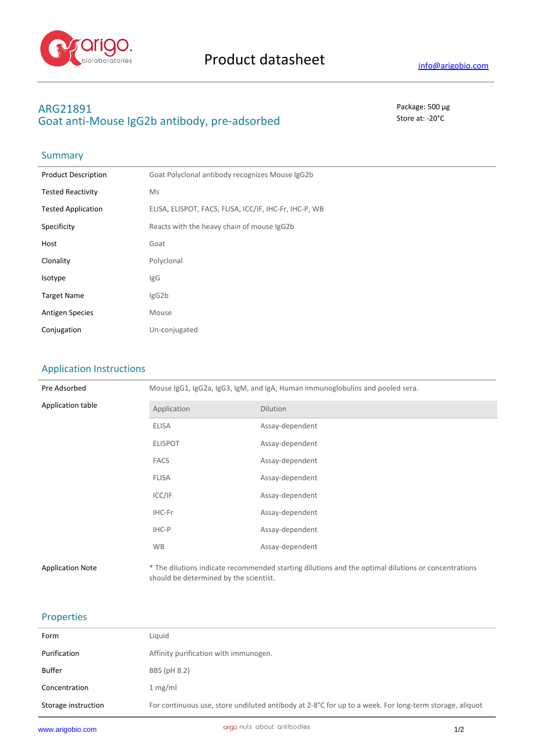# Product datasheet

info@arigobio.com

## ARG21891
## Goat anti-Mouse IgG2b antibody, pre-adsorbed

Package: 500 μg
Store at: -20°C

### Summary

| | |
|---|---|
| Product Description | Goat Polyclonal antibody recognizes Mouse IgG2b |
| Tested Reactivity | Ms |
| Tested Application | ELISA, ELISPOT, FACS, FLISA, ICC/IF, IHC-Fr, IHC-P, WB |
| Specificity | Reacts with the heavy chain of mouse IgG2b |
| Host | Goat |
| Clonality | Polyclonal |
| Isotype | IgG |
| Target Name | IgG2b |
| Antigen Species | Mouse |
| Conjugation | Un-conjugated |

### Application Instructions

Pre Adsorbed: Mouse IgG1, IgG2a, IgG3, IgM, and IgA; Human immunoglobulins and pooled sera.

Application table

| Application | Dilution |
|---|---|
| ELISA | Assay-dependent |
| ELISPOT | Assay-dependent |
| FACS | Assay-dependent |
| FLISA | Assay-dependent |
| ICC/IF | Assay-dependent |
| IHC-Fr | Assay-dependent |
| IHC-P | Assay-dependent |
| WB | Assay-dependent |

Application Note: * The dilutions indicate recommended starting dilutions and the optimal dilutions or concentrations should be determined by the scientist.

### Properties

| | |
|---|---|
| Form | Liquid |
| Purification | Affinity purification with immunogen. |
| Buffer | BBS (pH 8.2) |
| Concentration | 1 mg/ml |
| Storage instruction | For continuous use, store undiluted antibody at 2-8°C for up to a week. For long-term storage, aliquot |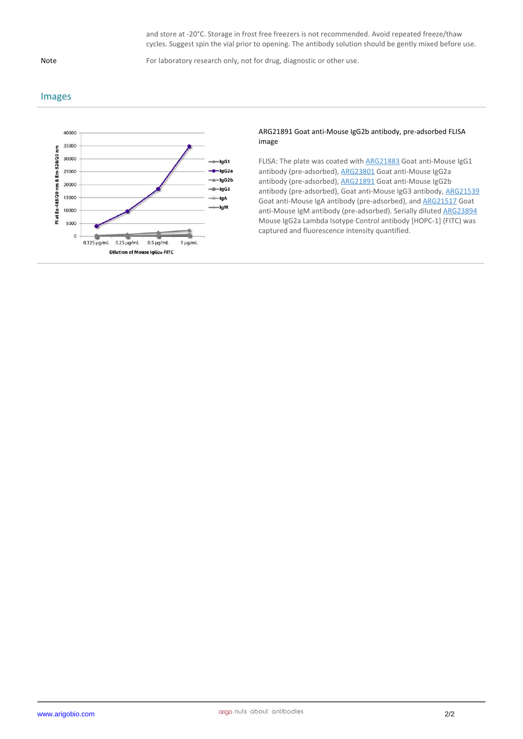and store at -20°C. Storage in frost free freezers is not recommended. Avoid repeated freeze/thaw cycles. Suggest spin the vial prior to opening. The antibody solution should be gently mixed before use.

Note

For laboratory research only, not for drug, diagnostic or other use.

## Images

40000
35000
30000
25000
20000
15000
10000
5000
0

FI at Ex-485/20 nm & Em-528/20 nm

0.125 µg/mL
0.25 µg/mL
0.5 µg/mL
1 µg/mL

Dilution of Mouse IgG2a-FITC

IgG1
IgG2a
IgG2b
IgG3
IgA
IgM

ARG21891 Goat anti-Mouse IgG2b antibody, pre-adsorbed FLISA image

FLISA: The plate was coated with ARG21883 Goat anti-Mouse IgG1 antibody (pre-adsorbed), ARG23801 Goat anti-Mouse IgG2a antibody (pre-adsorbed), ARG21891 Goat anti-Mouse IgG2b antibody (pre-adsorbed), Goat anti-Mouse IgG3 antibody, ARG21539 Goat anti-Mouse IgA antibody (pre-adsorbed), and ARG21517 Goat anti-Mouse IgM antibody (pre-adsorbed). Serially diluted ARG23894 Mouse IgG2a Lambda Isotype Control antibody [HOPC-1] (FITC) was captured and fluorescence intensity quantified.